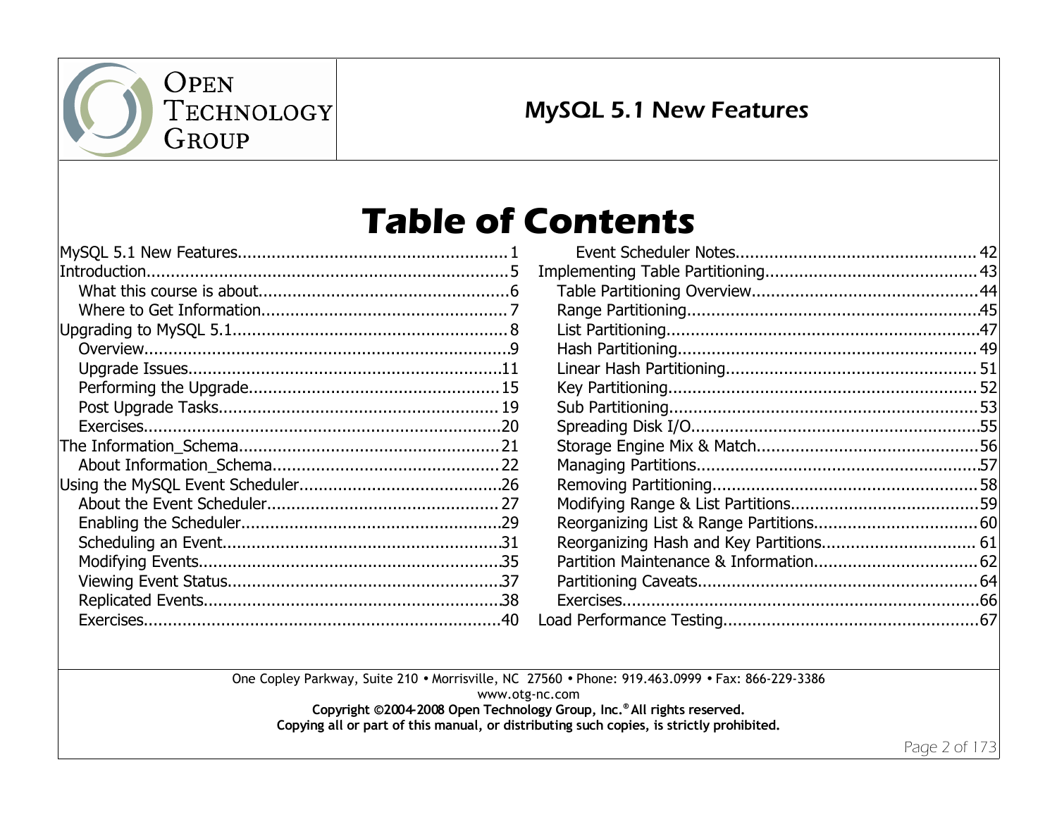# Table of Contents

- MySQL 5.1 New Features ... 1
- Introduction ... 5
  - What this course is about ... 6
  - Where to Get Information ... 7
- Upgrading to MySQL 5.1 ... 8
  - Overview ... 9
  - Upgrade Issues ... 11
  - Performing the Upgrade ... 15
  - Post Upgrade Tasks ... 19
  - Exercises ... 20
- The Information_Schema ... 21
  - About Information_Schema ... 22
- Using the MySQL Event Scheduler ... 26
  - About the Event Scheduler ... 27
  - Enabling the Scheduler ... 29
  - Scheduling an Event ... 31
  - Modifying Events ... 35
  - Viewing Event Status ... 37
  - Replicated Events ... 38
  - Exercises ... 40
    - Event Scheduler Notes ... 42
- Implementing Table Partitioning ... 43
  - Table Partitioning Overview ... 44
  - Range Partitioning ... 45
  - List Partitioning ... 47
  - Hash Partitioning ... 49
  - Linear Hash Partitioning ... 51
  - Key Partitioning ... 52
  - Sub Partitioning ... 53
  - Spreading Disk I/O ... 55
  - Storage Engine Mix & Match ... 56
  - Managing Partitions ... 57
  - Removing Partitioning ... 58
  - Modifying Range & List Partitions ... 59
  - Reorganizing List & Range Partitions ... 60
  - Reorganizing Hash and Key Partitions ... 61
  - Partition Maintenance & Information ... 62
  - Partitioning Caveats ... 64
  - Exercises ... 66
- Load Performance Testing ... 67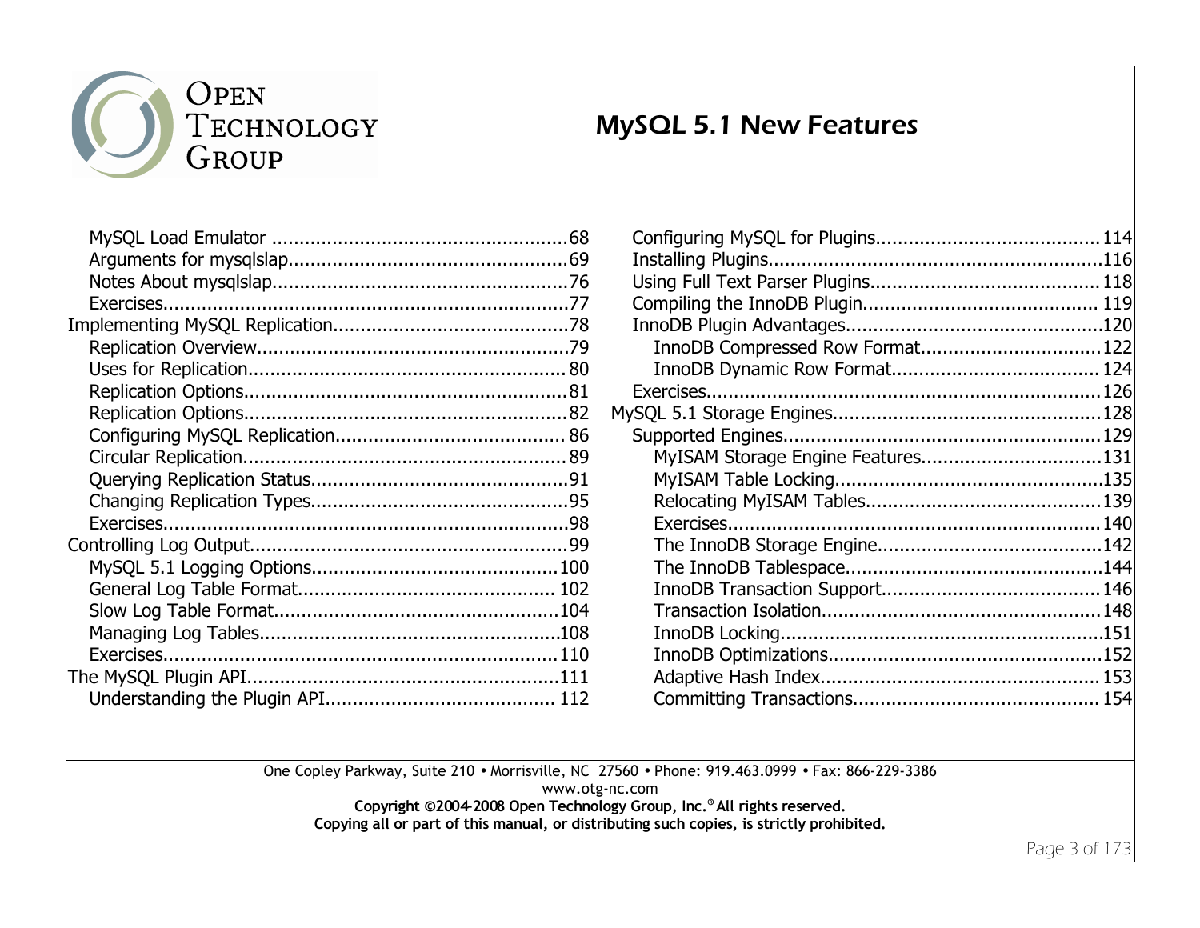- MySQL Load Emulator ..................................................... 68
  - Arguments for mysqlslap.................................................. 69
  - Notes About mysqlslap...................................................... 76
  - Exercises......................................................................... 77
- Implementing MySQL Replication........................................... 78
  - Replication Overview........................................................ 79
  - Uses for Replication......................................................... 80
  - Replication Options........................................................... 81
  - Replication Options........................................................... 82
  - Configuring MySQL Replication.......................................... 86
  - Circular Replication........................................................... 89
  - Querying Replication Status............................................... 91
  - Changing Replication Types............................................... 95
  - Exercises......................................................................... 98
- Controlling Log Output.......................................................... 99
  - MySQL 5.1 Logging Options............................................. 100
  - General Log Table Format............................................... 102
  - Slow Log Table Format.................................................... 104
  - Managing Log Tables....................................................... 108
  - Exercises....................................................................... 110
- The MySQL Plugin API......................................................... 111
  - Understanding the Plugin API.......................................... 112
  - Configuring MySQL for Plugins........................................ 114
  - Installing Plugins............................................................ 116
  - Using Full Text Parser Plugins......................................... 118
  - Compiling the InnoDB Plugin.......................................... 119
  - InnoDB Plugin Advantages.............................................. 120
    - InnoDB Compressed Row Format................................ 122
    - InnoDB Dynamic Row Format.................................... 124
  - Exercises....................................................................... 126
- MySQL 5.1 Storage Engines................................................. 128
  - Supported Engines.......................................................... 129
    - MyISAM Storage Engine Features................................ 131
    - MyISAM Table Locking................................................ 135
    - Relocating MyISAM Tables.......................................... 139
    - Exercises.................................................................. 140
    - The InnoDB Storage Engine........................................ 142
    - The InnoDB Tablespace.............................................. 144
    - InnoDB Transaction Support....................................... 146
    - Transaction Isolation.................................................. 148
    - InnoDB Locking.......................................................... 151
    - InnoDB Optimizations................................................. 152
    - Adaptive Hash Index.................................................. 153
    - Committing Transactions............................................ 154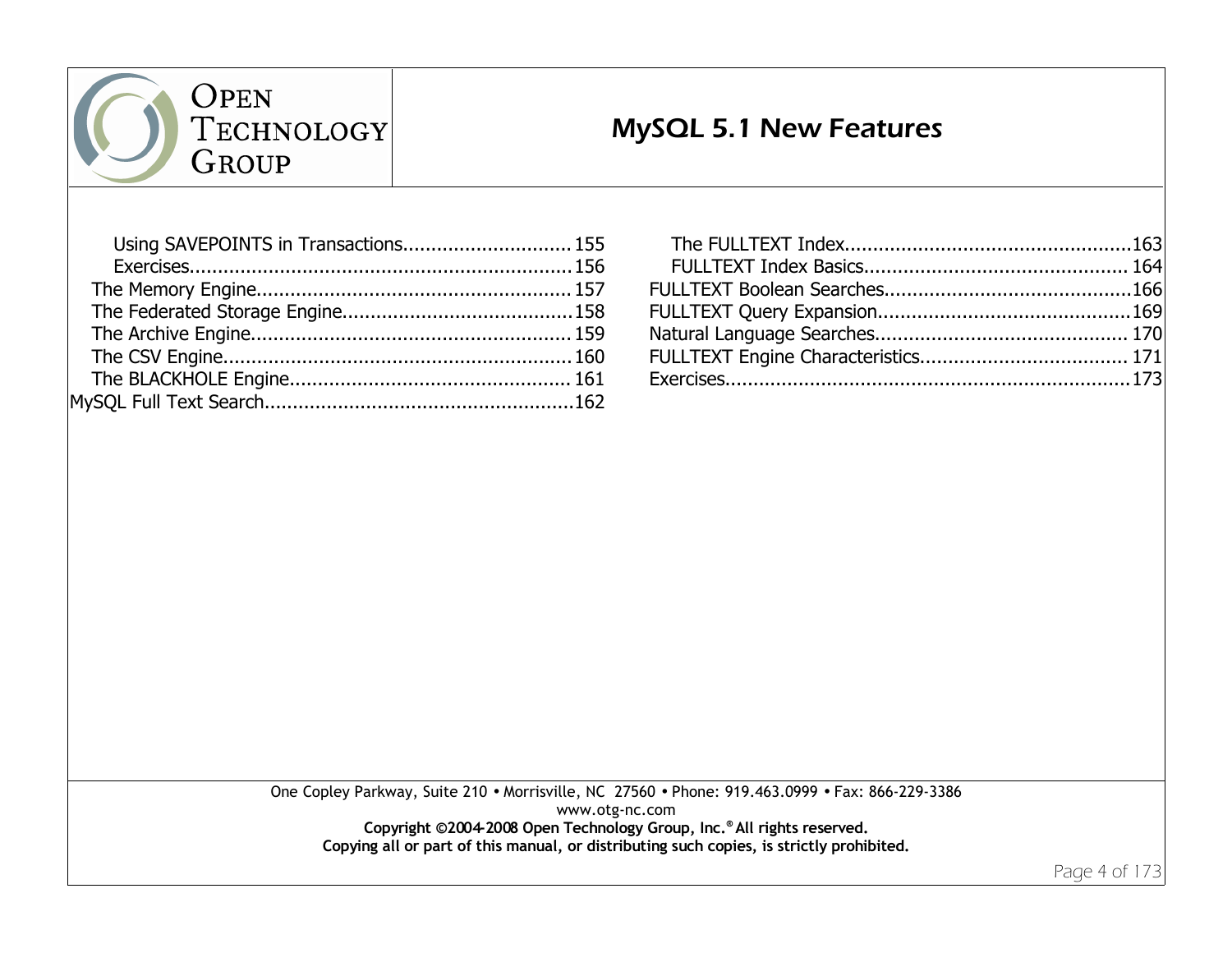Using SAVEPOINTS in Transactions.............................155
Exercises...................................................................156
The Memory Engine.......................................................157
The Federated Storage Engine........................................158
The Archive Engine........................................................159
The CSV Engine.............................................................160
The BLACKHOLE Engine.................................................161
MySQL Full Text Search......................................................162
The FULLTEXT Index..................................................163
FULLTEXT Index Basics..............................................164
FULLTEXT Boolean Searches...........................................166
FULLTEXT Query Expansion............................................169
Natural Language Searches............................................170
FULLTEXT Engine Characteristics....................................171
Exercises.......................................................................173